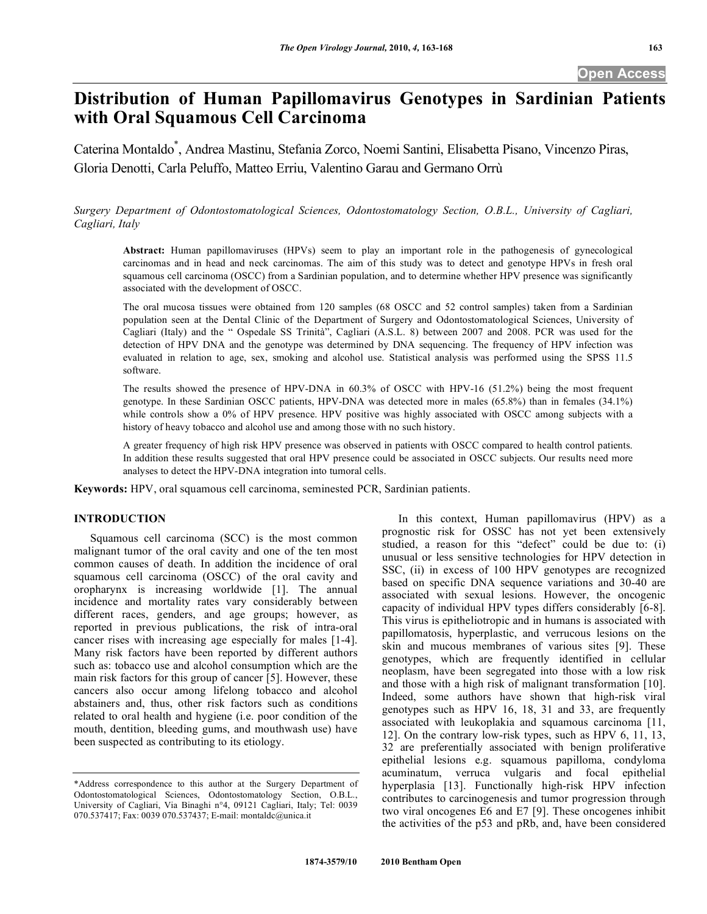# Distribution of Human Papillomavirus Genotypes in Sardinian Patients with Oral Squamous Cell Carcinoma

Caterina Montaldo*, Andrea Mastinu, Stefania Zorco, Noemi Santini, Elisabetta Pisano, Vincenzo Piras, Gloria Denotti, Carla Peluffo, Matteo Erriu, Valentino Garau and Germano Orrù

*Surgery Department of Odontostomatological Sciences, Odontostomatology Section, O.B.L., University of Cagliari, Cagliari, Italy*

**Abstract:** Human papillomaviruses (HPVs) seem to play an important role in the pathogenesis of gynecological carcinomas and in head and neck carcinomas. The aim of this study was to detect and genotype HPVs in fresh oral squamous cell carcinoma (OSCC) from a Sardinian population, and to determine whether HPV presence was significantly associated with the development of OSCC.

The oral mucosa tissues were obtained from 120 samples (68 OSCC and 52 control samples) taken from a Sardinian population seen at the Dental Clinic of the Department of Surgery and Odontostomatological Sciences, University of Cagliari (Italy) and the " Ospedale SS Trinità", Cagliari (A.S.L. 8) between 2007 and 2008. PCR was used for the detection of HPV DNA and the genotype was determined by DNA sequencing. The frequency of HPV infection was evaluated in relation to age, sex, smoking and alcohol use. Statistical analysis was performed using the SPSS 11.5 software.

The results showed the presence of HPV-DNA in 60.3% of OSCC with HPV-16 (51.2%) being the most frequent genotype. In these Sardinian OSCC patients, HPV-DNA was detected more in males (65.8%) than in females (34.1%) while controls show a 0% of HPV presence. HPV positive was highly associated with OSCC among subjects with a history of heavy tobacco and alcohol use and among those with no such history.

A greater frequency of high risk HPV presence was observed in patients with OSCC compared to health control patients. In addition these results suggested that oral HPV presence could be associated in OSCC subjects. Our results need more analyses to detect the HPV-DNA integration into tumoral cells.

**Keywords:** HPV, oral squamous cell carcinoma, seminested PCR, Sardinian patients.

## INTRODUCTION

Squamous cell carcinoma (SCC) is the most common malignant tumor of the oral cavity and one of the ten most common causes of death. In addition the incidence of oral squamous cell carcinoma (OSCC) of the oral cavity and oropharynx is increasing worldwide [1]. The annual incidence and mortality rates vary considerably between different races, genders, and age groups; however, as reported in previous publications, the risk of intra-oral cancer rises with increasing age especially for males [1-4]. Many risk factors have been reported by different authors such as: tobacco use and alcohol consumption which are the main risk factors for this group of cancer [5]. However, these cancers also occur among lifelong tobacco and alcohol abstainers and, thus, other risk factors such as conditions related to oral health and hygiene (i.e. poor condition of the mouth, dentition, bleeding gums, and mouthwash use) have been suspected as contributing to its etiology.

In this context, Human papillomavirus (HPV) as a prognostic risk for OSSC has not yet been extensively studied, a reason for this "defect" could be due to: (i) unusual or less sensitive technologies for HPV detection in SSC, (ii) in excess of 100 HPV genotypes are recognized based on specific DNA sequence variations and 30-40 are associated with sexual lesions. However, the oncogenic capacity of individual HPV types differs considerably [6-8]. This virus is epitheliotropic and in humans is associated with papillomatosis, hyperplastic, and verrucous lesions on the skin and mucous membranes of various sites [9]. These genotypes, which are frequently identified in cellular neoplasm, have been segregated into those with a low risk and those with a high risk of malignant transformation [10]. Indeed, some authors have shown that high-risk viral genotypes such as HPV 16, 18, 31 and 33, are frequently associated with leukoplakia and squamous carcinoma [11, 12]. On the contrary low-risk types, such as HPV 6, 11, 13, 32 are preferentially associated with benign proliferative epithelial lesions e.g. squamous papilloma, condyloma acuminatum, verruca vulgaris and focal epithelial hyperplasia [13]. Functionally high-risk HPV infection contributes to carcinogenesis and tumor progression through two viral oncogenes E6 and E7 [9]. These oncogenes inhibit the activities of the p53 and pRb, and, have been considered

*Address correspondence to this author at the Surgery Department of Odontostomatological Sciences, Odontostomatology Section, O.B.L., University of Cagliari, Via Binaghi n°4, 09121 Cagliari, Italy; Tel: 0039 070.537417; Fax: 0039 070.537437; E-mail: montaldc@unica.it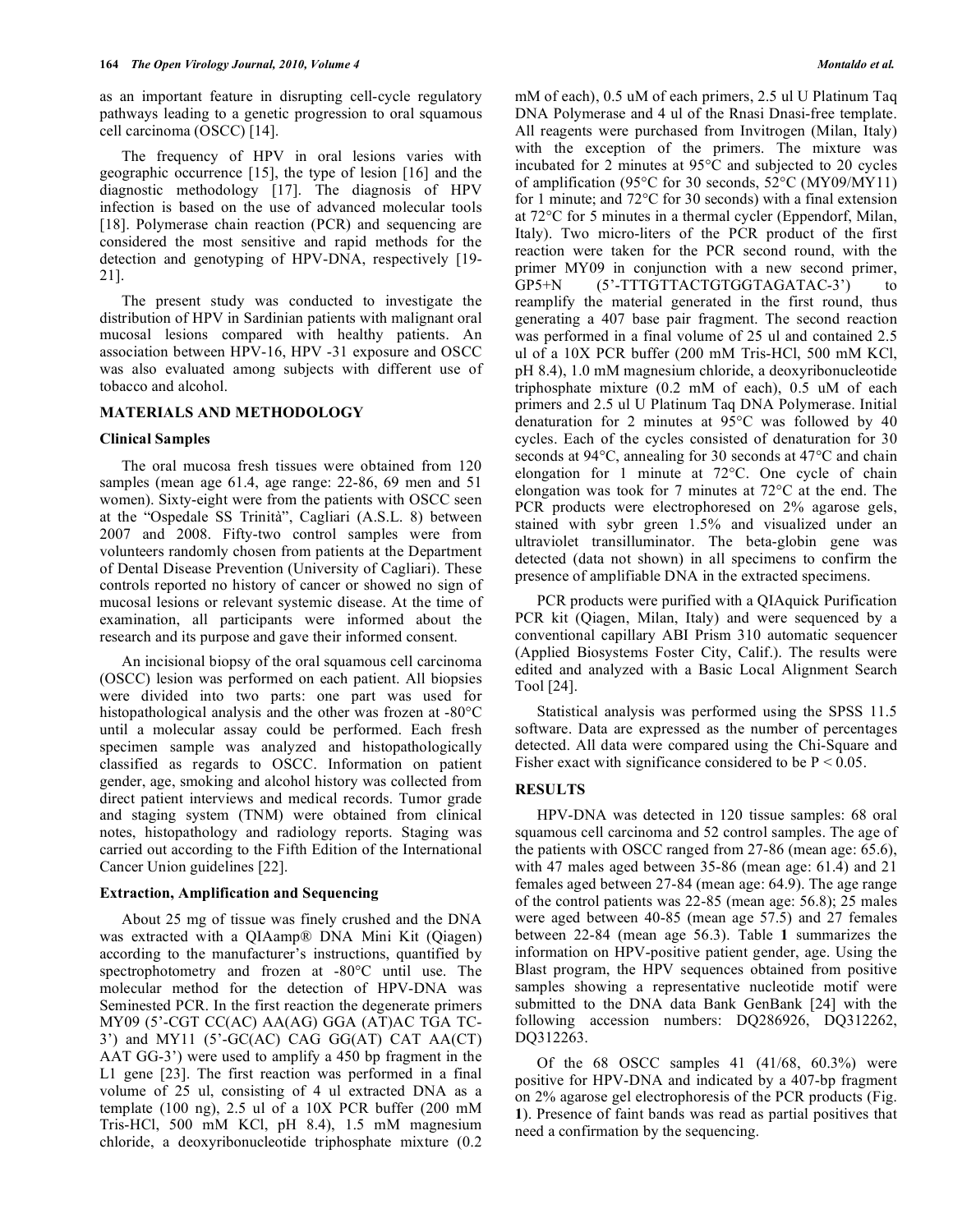as an important feature in disrupting cell-cycle regulatory pathways leading to a genetic progression to oral squamous cell carcinoma (OSCC) [14].

The frequency of HPV in oral lesions varies with geographic occurrence [15], the type of lesion [16] and the diagnostic methodology [17]. The diagnosis of HPV infection is based on the use of advanced molecular tools [18]. Polymerase chain reaction (PCR) and sequencing are considered the most sensitive and rapid methods for the detection and genotyping of HPV-DNA, respectively [19-21].

The present study was conducted to investigate the distribution of HPV in Sardinian patients with malignant oral mucosal lesions compared with healthy patients. An association between HPV-16, HPV -31 exposure and OSCC was also evaluated among subjects with different use of tobacco and alcohol.

## MATERIALS AND METHODOLOGY

### Clinical Samples

The oral mucosa fresh tissues were obtained from 120 samples (mean age 61.4, age range: 22-86, 69 men and 51 women). Sixty-eight were from the patients with OSCC seen at the "Ospedale SS Trinità", Cagliari (A.S.L. 8) between 2007 and 2008. Fifty-two control samples were from volunteers randomly chosen from patients at the Department of Dental Disease Prevention (University of Cagliari). These controls reported no history of cancer or showed no sign of mucosal lesions or relevant systemic disease. At the time of examination, all participants were informed about the research and its purpose and gave their informed consent.

An incisional biopsy of the oral squamous cell carcinoma (OSCC) lesion was performed on each patient. All biopsies were divided into two parts: one part was used for histopathological analysis and the other was frozen at -80°C until a molecular assay could be performed. Each fresh specimen sample was analyzed and histopathologically classified as regards to OSCC. Information on patient gender, age, smoking and alcohol history was collected from direct patient interviews and medical records. Tumor grade and staging system (TNM) were obtained from clinical notes, histopathology and radiology reports. Staging was carried out according to the Fifth Edition of the International Cancer Union guidelines [22].

### Extraction, Amplification and Sequencing

About 25 mg of tissue was finely crushed and the DNA was extracted with a QIAamp® DNA Mini Kit (Qiagen) according to the manufacturer's instructions, quantified by spectrophotometry and frozen at -80°C until use. The molecular method for the detection of HPV-DNA was Seminested PCR. In the first reaction the degenerate primers MY09 (5'-CGT CC(AC) AA(AG) GGA (AT)AC TGA TC-3') and MY11 (5'-GC(AC) CAG GG(AT) CAT AA(CT) AAT GG-3') were used to amplify a 450 bp fragment in the L1 gene [23]. The first reaction was performed in a final volume of 25 ul, consisting of 4 ul extracted DNA as a template (100 ng), 2.5 ul of a 10X PCR buffer (200 mM Tris-HCl, 500 mM KCl, pH 8.4), 1.5 mM magnesium chloride, a deoxyribonucleotide triphosphate mixture (0.2 mM of each), 0.5 uM of each primers, 2.5 ul U Platinum Taq DNA Polymerase and 4 ul of the Rnasi Dnasi-free template. All reagents were purchased from Invitrogen (Milan, Italy) with the exception of the primers. The mixture was incubated for 2 minutes at 95°C and subjected to 20 cycles of amplification (95°C for 30 seconds, 52°C (MY09/MY11) for 1 minute; and 72°C for 30 seconds) with a final extension at 72°C for 5 minutes in a thermal cycler (Eppendorf, Milan, Italy). Two micro-liters of the PCR product of the first reaction were taken for the PCR second round, with the primer MY09 in conjunction with a new second primer, GP5+N (5'-TTTGTTACTGTGGTAGATAC-3') to reamplify the material generated in the first round, thus generating a 407 base pair fragment. The second reaction was performed in a final volume of 25 ul and contained 2.5 ul of a 10X PCR buffer (200 mM Tris-HCl, 500 mM KCl, pH 8.4), 1.0 mM magnesium chloride, a deoxyribonucleotide triphosphate mixture (0.2 mM of each), 0.5 uM of each primers and 2.5 ul U Platinum Taq DNA Polymerase. Initial denaturation for 2 minutes at 95°C was followed by 40 cycles. Each of the cycles consisted of denaturation for 30 seconds at 94°C, annealing for 30 seconds at 47°C and chain elongation for 1 minute at 72°C. One cycle of chain elongation was took for 7 minutes at 72°C at the end. The PCR products were electrophoresed on 2% agarose gels, stained with sybr green 1.5% and visualized under an ultraviolet transilluminator. The beta-globin gene was detected (data not shown) in all specimens to confirm the presence of amplifiable DNA in the extracted specimens.

PCR products were purified with a QIAquick Purification PCR kit (Qiagen, Milan, Italy) and were sequenced by a conventional capillary ABI Prism 310 automatic sequencer (Applied Biosystems Foster City, Calif.). The results were edited and analyzed with a Basic Local Alignment Search Tool [24].

Statistical analysis was performed using the SPSS 11.5 software. Data are expressed as the number of percentages detected. All data were compared using the Chi-Square and Fisher exact with significance considered to be $P < 0.05$.

## RESULTS

HPV-DNA was detected in 120 tissue samples: 68 oral squamous cell carcinoma and 52 control samples. The age of the patients with OSCC ranged from 27-86 (mean age: 65.6), with 47 males aged between 35-86 (mean age: 61.4) and 21 females aged between 27-84 (mean age: 64.9). The age range of the control patients was 22-85 (mean age: 56.8); 25 males were aged between 40-85 (mean age 57.5) and 27 females between 22-84 (mean age 56.3). Table **1** summarizes the information on HPV-positive patient gender, age. Using the Blast program, the HPV sequences obtained from positive samples showing a representative nucleotide motif were submitted to the DNA data Bank GenBank [24] with the following accession numbers: DQ286926, DQ312262, DQ312263.

Of the 68 OSCC samples 41 (41/68, 60.3%) were positive for HPV-DNA and indicated by a 407-bp fragment on 2% agarose gel electrophoresis of the PCR products (Fig. **1**). Presence of faint bands was read as partial positives that need a confirmation by the sequencing.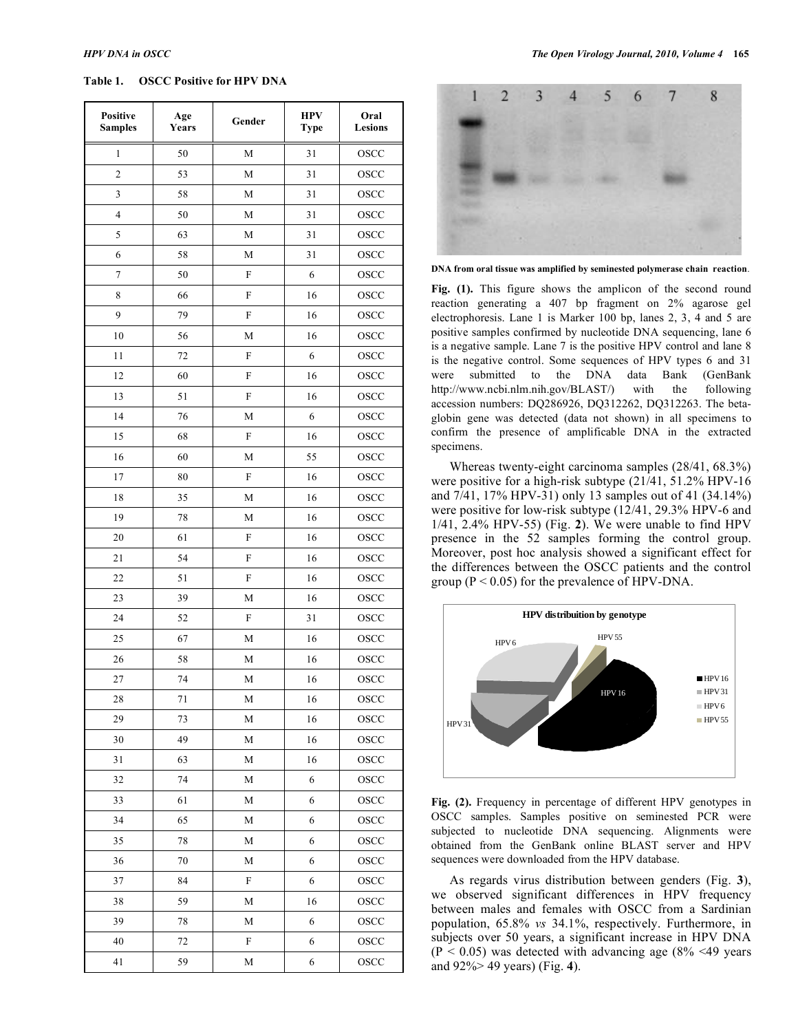**Table 1. OSCC Positive for HPV DNA**

| Positive Samples | Age Years | Gender | HPV Type | Oral Lesions |
|---|---|---|---|---|
| 1 | 50 | M | 31 | OSCC |
| 2 | 53 | M | 31 | OSCC |
| 3 | 58 | M | 31 | OSCC |
| 4 | 50 | M | 31 | OSCC |
| 5 | 63 | M | 31 | OSCC |
| 6 | 58 | M | 31 | OSCC |
| 7 | 50 | F | 6 | OSCC |
| 8 | 66 | F | 16 | OSCC |
| 9 | 79 | F | 16 | OSCC |
| 10 | 56 | M | 16 | OSCC |
| 11 | 72 | F | 6 | OSCC |
| 12 | 60 | F | 16 | OSCC |
| 13 | 51 | F | 16 | OSCC |
| 14 | 76 | M | 6 | OSCC |
| 15 | 68 | F | 16 | OSCC |
| 16 | 60 | M | 55 | OSCC |
| 17 | 80 | F | 16 | OSCC |
| 18 | 35 | M | 16 | OSCC |
| 19 | 78 | M | 16 | OSCC |
| 20 | 61 | F | 16 | OSCC |
| 21 | 54 | F | 16 | OSCC |
| 22 | 51 | F | 16 | OSCC |
| 23 | 39 | M | 16 | OSCC |
| 24 | 52 | F | 31 | OSCC |
| 25 | 67 | M | 16 | OSCC |
| 26 | 58 | M | 16 | OSCC |
| 27 | 74 | M | 16 | OSCC |
| 28 | 71 | M | 16 | OSCC |
| 29 | 73 | M | 16 | OSCC |
| 30 | 49 | M | 16 | OSCC |
| 31 | 63 | M | 16 | OSCC |
| 32 | 74 | M | 6 | OSCC |
| 33 | 61 | M | 6 | OSCC |
| 34 | 65 | M | 6 | OSCC |
| 35 | 78 | M | 6 | OSCC |
| 36 | 70 | M | 6 | OSCC |
| 37 | 84 | F | 6 | OSCC |
| 38 | 59 | M | 16 | OSCC |
| 39 | 78 | M | 6 | OSCC |
| 40 | 72 | F | 6 | OSCC |
| 41 | 59 | M | 6 | OSCC |

**DNA from oral tissue was amplified by seminested polymerase chain reaction.**

**Fig. (1).** This figure shows the amplicon of the second round reaction generating a 407 bp fragment on 2% agarose gel electrophoresis. Lane 1 is Marker 100 bp, lanes 2, 3, 4 and 5 are positive samples confirmed by nucleotide DNA sequencing, lane 6 is a negative sample. Lane 7 is the positive HPV control and lane 8 is the negative control. Some sequences of HPV types 6 and 31 were submitted to the DNA data Bank (GenBank http://www.ncbi.nlm.nih.gov/BLAST/) with the following accession numbers: DQ286926, DQ312262, DQ312263. The beta-globin gene was detected (data not shown) in all specimens to confirm the presence of amplificable DNA in the extracted specimens.

Whereas twenty-eight carcinoma samples (28/41, 68.3%) were positive for a high-risk subtype (21/41, 51.2% HPV-16 and 7/41, 17% HPV-31) only 13 samples out of 41 (34.14%) were positive for low-risk subtype (12/41, 29.3% HPV-6 and 1/41, 2.4% HPV-55) (Fig. **2**). We were unable to find HPV presence in the 52 samples forming the control group. Moreover, post hoc analysis showed a significant effect for the differences between the OSCC patients and the control group ($P < 0.05$) for the prevalence of HPV-DNA.

**Fig. (2).** Frequency in percentage of different HPV genotypes in OSCC samples. Samples positive on seminested PCR were subjected to nucleotide DNA sequencing. Alignments were obtained from the GenBank online BLAST server and HPV sequences were downloaded from the HPV database.

As regards virus distribution between genders (Fig. **3**), we observed significant differences in HPV frequency between males and females with OSCC from a Sardinian population, 65.8% *vs* 34.1%, respectively. Furthermore, in subjects over 50 years, a significant increase in HPV DNA ($P < 0.05$) was detected with advancing age (8% <49 years and 92%> 49 years) (Fig. **4**).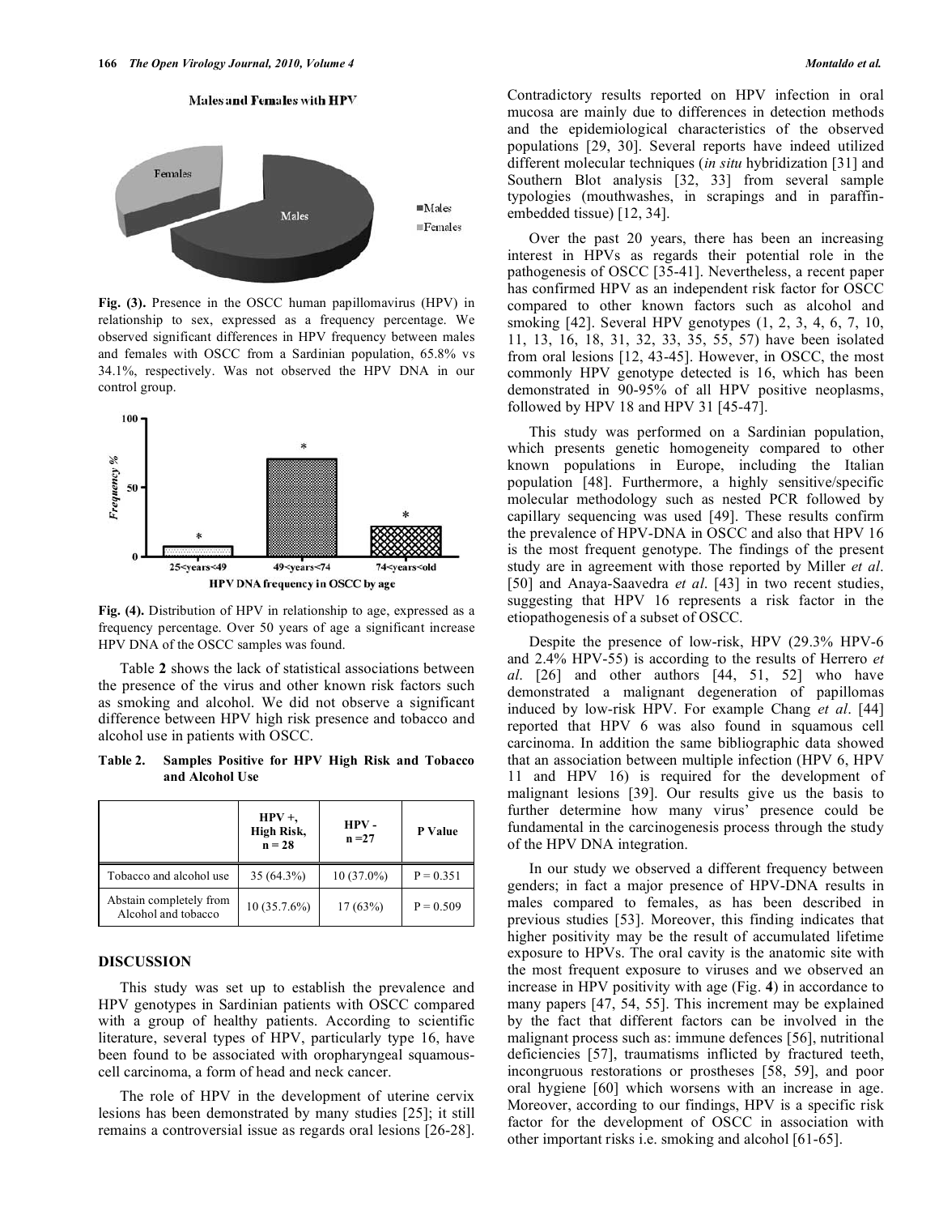Fig. (3). Presence in the OSCC human papillomavirus (HPV) in relationship to sex, expressed as a frequency percentage. We observed significant differences in HPV frequency between males and females with OSCC from a Sardinian population, 65.8% vs 34.1%, respectively. Was not observed the HPV DNA in our control group.

Fig. (4). Distribution of HPV in relationship to age, expressed as a frequency percentage. Over 50 years of age a significant increase HPV DNA of the OSCC samples was found.

Table **2** shows the lack of statistical associations between the presence of the virus and other known risk factors such as smoking and alcohol. We did not observe a significant difference between HPV high risk presence and tobacco and alcohol use in patients with OSCC.

**Table 2. Samples Positive for HPV High Risk and Tobacco and Alcohol Use**

| | HPV +, High Risk, n = 28 | HPV - n =27 | P Value |
|---|---|---|---|
| Tobacco and alcohol use | 35 (64.3%) | 10 (37.0%) | P = 0.351 |
| Abstain completely from Alcohol and tobacco | 10 (35.7.6%) | 17 (63%) | P = 0.509 |

## DISCUSSION

This study was set up to establish the prevalence and HPV genotypes in Sardinian patients with OSCC compared with a group of healthy patients. According to scientific literature, several types of HPV, particularly type 16, have been found to be associated with oropharyngeal squamous-cell carcinoma, a form of head and neck cancer.

The role of HPV in the development of uterine cervix lesions has been demonstrated by many studies [25]; it still remains a controversial issue as regards oral lesions [26-28]. Contradictory results reported on HPV infection in oral mucosa are mainly due to differences in detection methods and the epidemiological characteristics of the observed populations [29, 30]. Several reports have indeed utilized different molecular techniques (*in situ* hybridization [31] and Southern Blot analysis [32, 33] from several sample typologies (mouthwashes, in scrapings and in paraffin-embedded tissue) [12, 34].

Over the past 20 years, there has been an increasing interest in HPVs as regards their potential role in the pathogenesis of OSCC [35-41]. Nevertheless, a recent paper has confirmed HPV as an independent risk factor for OSCC compared to other known factors such as alcohol and smoking [42]. Several HPV genotypes (1, 2, 3, 4, 6, 7, 10, 11, 13, 16, 18, 31, 32, 33, 35, 55, 57) have been isolated from oral lesions [12, 43-45]. However, in OSCC, the most commonly HPV genotype detected is 16, which has been demonstrated in 90-95% of all HPV positive neoplasms, followed by HPV 18 and HPV 31 [45-47].

This study was performed on a Sardinian population, which presents genetic homogeneity compared to other known populations in Europe, including the Italian population [48]. Furthermore, a highly sensitive/specific molecular methodology such as nested PCR followed by capillary sequencing was used [49]. These results confirm the prevalence of HPV-DNA in OSCC and also that HPV 16 is the most frequent genotype. The findings of the present study are in agreement with those reported by Miller *et al*. [50] and Anaya-Saavedra *et al*. [43] in two recent studies, suggesting that HPV 16 represents a risk factor in the etiopathogenesis of a subset of OSCC.

Despite the presence of low-risk, HPV (29.3% HPV-6 and 2.4% HPV-55) is according to the results of Herrero *et al*. [26] and other authors [44, 51, 52] who have demonstrated a malignant degeneration of papillomas induced by low-risk HPV. For example Chang *et al*. [44] reported that HPV 6 was also found in squamous cell carcinoma. In addition the same bibliographic data showed that an association between multiple infection (HPV 6, HPV 11 and HPV 16) is required for the development of malignant lesions [39]. Our results give us the basis to further determine how many virus' presence could be fundamental in the carcinogenesis process through the study of the HPV DNA integration.

In our study we observed a different frequency between genders; in fact a major presence of HPV-DNA results in males compared to females, as has been described in previous studies [53]. Moreover, this finding indicates that higher positivity may be the result of accumulated lifetime exposure to HPVs. The oral cavity is the anatomic site with the most frequent exposure to viruses and we observed an increase in HPV positivity with age (Fig. **4**) in accordance to many papers [47, 54, 55]. This increment may be explained by the fact that different factors can be involved in the malignant process such as: immune defences [56], nutritional deficiencies [57], traumatisms inflicted by fractured teeth, incongruous restorations or prostheses [58, 59], and poor oral hygiene [60] which worsens with an increase in age. Moreover, according to our findings, HPV is a specific risk factor for the development of OSCC in association with other important risks i.e. smoking and alcohol [61-65].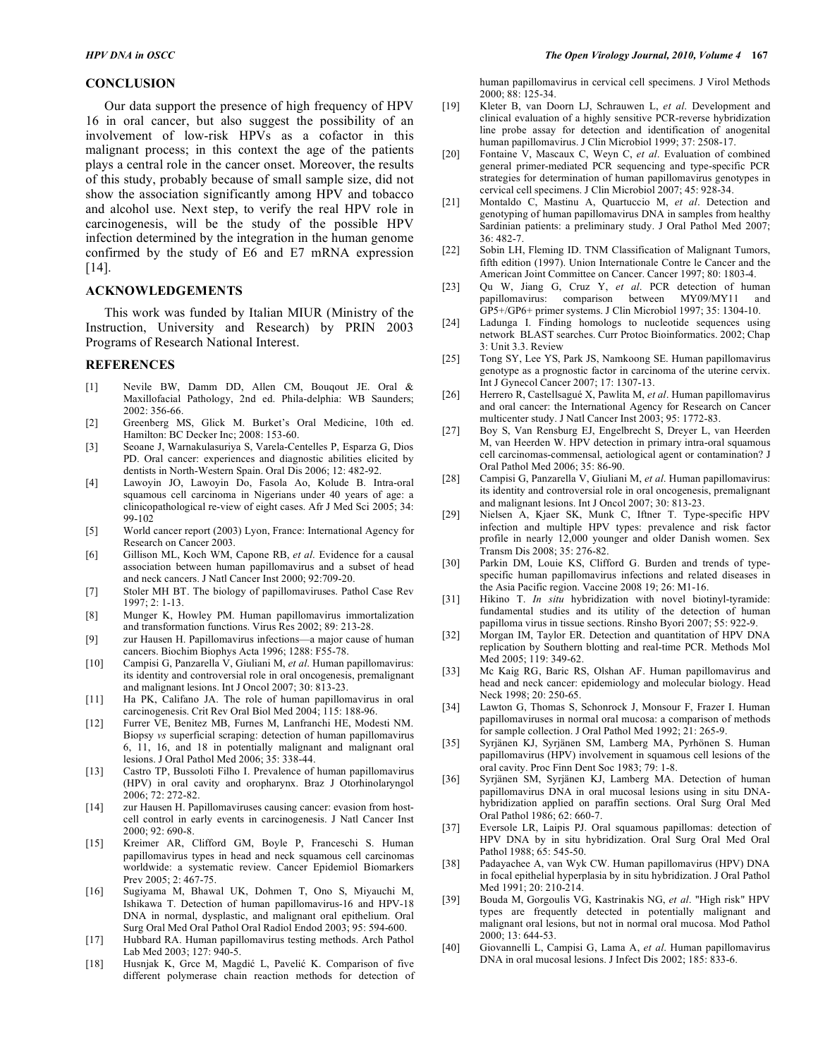## CONCLUSION

Our data support the presence of high frequency of HPV 16 in oral cancer, but also suggest the possibility of an involvement of low-risk HPVs as a cofactor in this malignant process; in this context the age of the patients plays a central role in the cancer onset. Moreover, the results of this study, probably because of small sample size, did not show the association significantly among HPV and tobacco and alcohol use. Next step, to verify the real HPV role in carcinogenesis, will be the study of the possible HPV infection determined by the integration in the human genome confirmed by the study of E6 and E7 mRNA expression [14].

## ACKNOWLEDGEMENTS

This work was funded by Italian MIUR (Ministry of the Instruction, University and Research) by PRIN 2003 Programs of Research National Interest.

## REFERENCES

[1] Nevile BW, Damm DD, Allen CM, Bouqout JE. Oral & Maxillofacial Pathology, 2nd ed. Phila-delphia: WB Saunders; 2002: 356-66.

[2] Greenberg MS, Glick M. Burket's Oral Medicine, 10th ed. Hamilton: BC Decker Inc; 2008: 153-60.

[3] Seoane J, Warnakulasuriya S, Varela-Centelles P, Esparza G, Dios PD. Oral cancer: experiences and diagnostic abilities elicited by dentists in North-Western Spain. Oral Dis 2006; 12: 482-92.

[4] Lawoyin JO, Lawoyin Do, Fasola Ao, Kolude B. Intra-oral squamous cell carcinoma in Nigerians under 40 years of age: a clinicopathological re-view of eight cases. Afr J Med Sci 2005; 34: 99-102

[5] World cancer report (2003) Lyon, France: International Agency for Research on Cancer 2003.

[6] Gillison ML, Koch WM, Capone RB, *et al*. Evidence for a causal association between human papillomavirus and a subset of head and neck cancers. J Natl Cancer Inst 2000; 92:709-20.

[7] Stoler MH BT. The biology of papillomaviruses. Pathol Case Rev 1997; 2: 1-13.

[8] Munger K, Howley PM. Human papillomavirus immortalization and transformation functions. Virus Res 2002; 89: 213-28.

[9] zur Hausen H. Papillomavirus infections—a major cause of human cancers. Biochim Biophys Acta 1996; 1288: F55-78.

[10] Campisi G, Panzarella V, Giuliani M, *et al*. Human papillomavirus: its identity and controversial role in oral oncogenesis, premalignant and malignant lesions. Int J Oncol 2007; 30: 813-23.

[11] Ha PK, Califano JA. The role of human papillomavirus in oral carcinogenesis. Crit Rev Oral Biol Med 2004; 115: 188-96.

[12] Furrer VE, Benitez MB, Furnes M, Lanfranchi HE, Modesti NM. Biopsy *vs* superficial scraping: detection of human papillomavirus 6, 11, 16, and 18 in potentially malignant and malignant oral lesions. J Oral Pathol Med 2006; 35: 338-44.

[13] Castro TP, Bussoloti Filho I. Prevalence of human papillomavirus (HPV) in oral cavity and oropharynx. Braz J Otorhinolaryngol 2006; 72: 272-82.

[14] zur Hausen H. Papillomaviruses causing cancer: evasion from host-cell control in early events in carcinogenesis. J Natl Cancer Inst 2000; 92: 690-8.

[15] Kreimer AR, Clifford GM, Boyle P, Franceschi S. Human papillomavirus types in head and neck squamous cell carcinomas worldwide: a systematic review. Cancer Epidemiol Biomarkers Prev 2005; 2: 467-75.

[16] Sugiyama M, Bhawal UK, Dohmen T, Ono S, Miyauchi M, Ishikawa T. Detection of human papillomavirus-16 and HPV-18 DNA in normal, dysplastic, and malignant oral epithelium. Oral Surg Oral Med Oral Pathol Oral Radiol Endod 2003; 95: 594-600.

[17] Hubbard RA. Human papillomavirus testing methods. Arch Pathol Lab Med 2003; 127: 940-5.

[18] Husnjak K, Grce M, Magdić L, Pavelić K. Comparison of five different polymerase chain reaction methods for detection of human papillomavirus in cervical cell specimens. J Virol Methods 2000; 88: 125-34.

[19] Kleter B, van Doorn LJ, Schrauwen L, *et al*. Development and clinical evaluation of a highly sensitive PCR-reverse hybridization line probe assay for detection and identification of anogenital human papillomavirus. J Clin Microbiol 1999; 37: 2508-17.

[20] Fontaine V, Mascaux C, Weyn C, *et al*. Evaluation of combined general primer-mediated PCR sequencing and type-specific PCR strategies for determination of human papillomavirus genotypes in cervical cell specimens. J Clin Microbiol 2007; 45: 928-34.

[21] Montaldo C, Mastinu A, Quartuccio M, *et al*. Detection and genotyping of human papillomavirus DNA in samples from healthy Sardinian patients: a preliminary study. J Oral Pathol Med 2007; 36: 482-7.

[22] Sobin LH, Fleming ID. TNM Classification of Malignant Tumors, fifth edition (1997). Union Internationale Contre le Cancer and the American Joint Committee on Cancer. Cancer 1997; 80: 1803-4.

[23] Qu W, Jiang G, Cruz Y, *et al*. PCR detection of human papillomavirus: comparison between MY09/MY11 and GP5+/GP6+ primer systems. J Clin Microbiol 1997; 35: 1304-10.

[24] Ladunga I. Finding homologs to nucleotide sequences using network BLAST searches. Curr Protoc Bioinformatics. 2002; Chap 3: Unit 3.3. Review

[25] Tong SY, Lee YS, Park JS, Namkoong SE. Human papillomavirus genotype as a prognostic factor in carcinoma of the uterine cervix. Int J Gynecol Cancer 2007; 17: 1307-13.

[26] Herrero R, Castellsagué X, Pawlita M, *et al*. Human papillomavirus and oral cancer: the International Agency for Research on Cancer multicenter study. J Natl Cancer Inst 2003; 95: 1772-83.

[27] Boy S, Van Rensburg EJ, Engelbrecht S, Dreyer L, van Heerden M, van Heerden W. HPV detection in primary intra-oral squamous cell carcinomas-commensal, aetiological agent or contamination? J Oral Pathol Med 2006; 35: 86-90.

[28] Campisi G, Panzarella V, Giuliani M, *et al*. Human papillomavirus: its identity and controversial role in oral oncogenesis, premalignant and malignant lesions. Int J Oncol 2007; 30: 813-23.

[29] Nielsen A, Kjaer SK, Munk C, Iftner T. Type-specific HPV infection and multiple HPV types: prevalence and risk factor profile in nearly 12,000 younger and older Danish women. Sex Transm Dis 2008; 35: 276-82.

[30] Parkin DM, Louie KS, Clifford G. Burden and trends of type-specific human papillomavirus infections and related diseases in the Asia Pacific region. Vaccine 2008 19; 26: M1-16.

[31] Hikino T. *In situ* hybridization with novel biotinyl-tyramide: fundamental studies and its utility of the detection of human papilloma virus in tissue sections. Rinsho Byori 2007; 55: 922-9.

[32] Morgan IM, Taylor ER. Detection and quantitation of HPV DNA replication by Southern blotting and real-time PCR. Methods Mol Med 2005; 119: 349-62.

[33] Mc Kaig RG, Baric RS, Olshan AF. Human papillomavirus and head and neck cancer: epidemiology and molecular biology. Head Neck 1998; 20: 250-65.

[34] Lawton G, Thomas S, Schonrock J, Monsour F, Frazer I. Human papillomaviruses in normal oral mucosa: a comparison of methods for sample collection. J Oral Pathol Med 1992; 21: 265-9.

[35] Syrjänen KJ, Syrjänen SM, Lamberg MA, Pyrhönen S. Human papillomavirus (HPV) involvement in squamous cell lesions of the oral cavity. Proc Finn Dent Soc 1983; 79: 1-8.

[36] Syrjänen SM, Syrjänen KJ, Lamberg MA. Detection of human papillomavirus DNA in oral mucosal lesions using in situ DNA-hybridization applied on paraffin sections. Oral Surg Oral Med Oral Pathol 1986; 62: 660-7.

[37] Eversole LR, Laipis PJ. Oral squamous papillomas: detection of HPV DNA by in situ hybridization. Oral Surg Oral Med Oral Pathol 1988; 65: 545-50.

[38] Padayachee A, van Wyk CW. Human papillomavirus (HPV) DNA in focal epithelial hyperplasia by in situ hybridization. J Oral Pathol Med 1991; 20: 210-214.

[39] Bouda M, Gorgoulis VG, Kastrinakis NG, *et al*. "High risk" HPV types are frequently detected in potentially malignant and malignant oral lesions, but not in normal oral mucosa. Mod Pathol 2000; 13: 644-53.

[40] Giovannelli L, Campisi G, Lama A, *et al*. Human papillomavirus DNA in oral mucosal lesions. J Infect Dis 2002; 185: 833-6.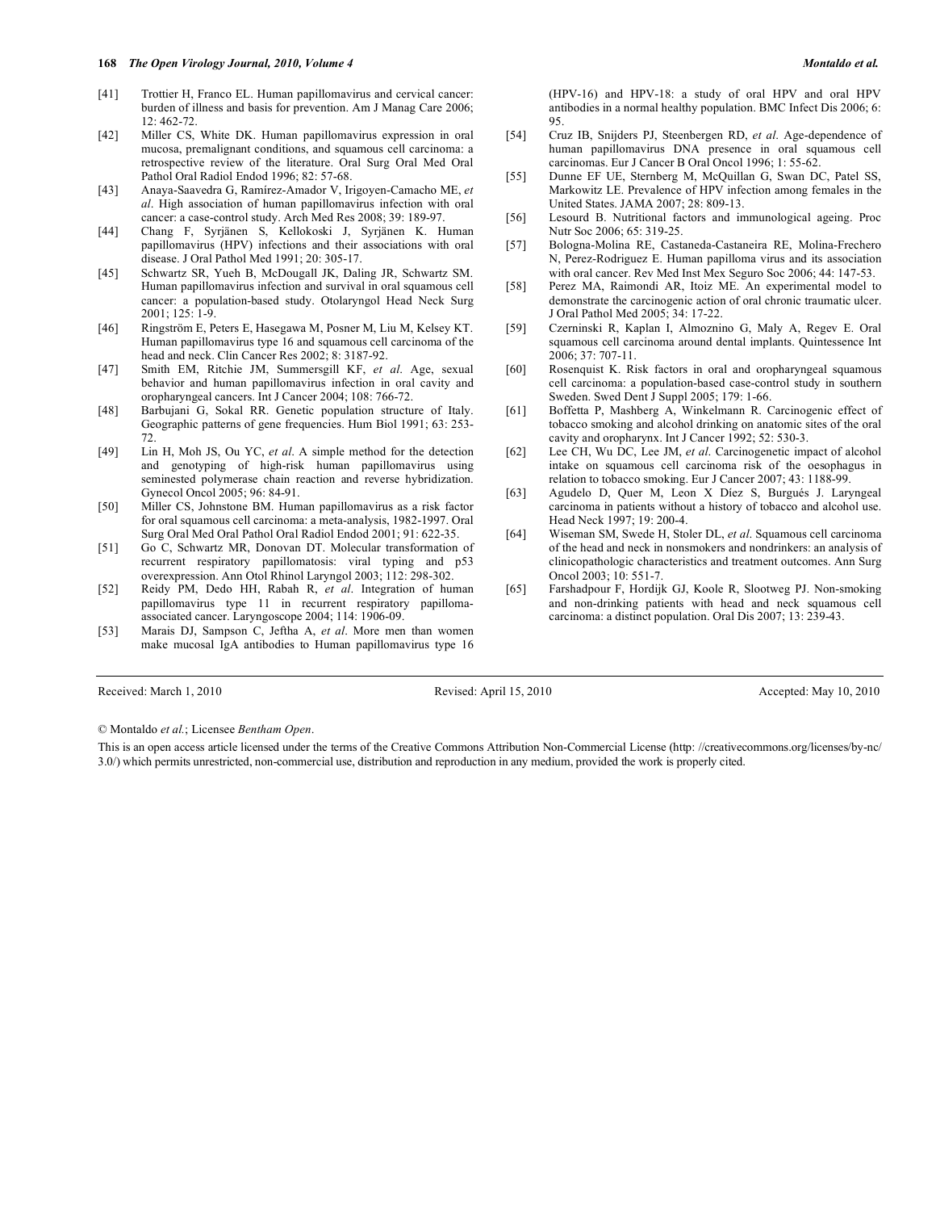[41] Trottier H, Franco EL. Human papillomavirus and cervical cancer: burden of illness and basis for prevention. Am J Manag Care 2006; 12: 462-72.

[42] Miller CS, White DK. Human papillomavirus expression in oral mucosa, premalignant conditions, and squamous cell carcinoma: a retrospective review of the literature. Oral Surg Oral Med Oral Pathol Oral Radiol Endod 1996; 82: 57-68.

[43] Anaya-Saavedra G, Ramírez-Amador V, Irigoyen-Camacho ME, *et al*. High association of human papillomavirus infection with oral cancer: a case-control study. Arch Med Res 2008; 39: 189-97.

[44] Chang F, Syrjänen S, Kellokoski J, Syrjänen K. Human papillomavirus (HPV) infections and their associations with oral disease. J Oral Pathol Med 1991; 20: 305-17.

[45] Schwartz SR, Yueh B, McDougall JK, Daling JR, Schwartz SM. Human papillomavirus infection and survival in oral squamous cell cancer: a population-based study. Otolaryngol Head Neck Surg 2001; 125: 1-9.

[46] Ringström E, Peters E, Hasegawa M, Posner M, Liu M, Kelsey KT. Human papillomavirus type 16 and squamous cell carcinoma of the head and neck. Clin Cancer Res 2002; 8: 3187-92.

[47] Smith EM, Ritchie JM, Summersgill KF, *et al*. Age, sexual behavior and human papillomavirus infection in oral cavity and oropharyngeal cancers. Int J Cancer 2004; 108: 766-72.

[48] Barbujani G, Sokal RR. Genetic population structure of Italy. Geographic patterns of gene frequencies. Hum Biol 1991; 63: 253-72.

[49] Lin H, Moh JS, Ou YC, *et al*. A simple method for the detection and genotyping of high-risk human papillomavirus using seminested polymerase chain reaction and reverse hybridization. Gynecol Oncol 2005; 96: 84-91.

[50] Miller CS, Johnstone BM. Human papillomavirus as a risk factor for oral squamous cell carcinoma: a meta-analysis, 1982-1997. Oral Surg Oral Med Oral Pathol Oral Radiol Endod 2001; 91: 622-35.

[51] Go C, Schwartz MR, Donovan DT. Molecular transformation of recurrent respiratory papillomatosis: viral typing and p53 overexpression. Ann Otol Rhinol Laryngol 2003; 112: 298-302.

[52] Reidy PM, Dedo HH, Rabah R, *et al*. Integration of human papillomavirus type 11 in recurrent respiratory papilloma-associated cancer. Laryngoscope 2004; 114: 1906-09.

[53] Marais DJ, Sampson C, Jeftha A, *et al*. More men than women make mucosal IgA antibodies to Human papillomavirus type 16 (HPV-16) and HPV-18: a study of oral HPV and oral HPV antibodies in a normal healthy population. BMC Infect Dis 2006; 6: 95.

[54] Cruz IB, Snijders PJ, Steenbergen RD, *et al*. Age-dependence of human papillomavirus DNA presence in oral squamous cell carcinomas. Eur J Cancer B Oral Oncol 1996; 1: 55-62.

[55] Dunne EF UE, Sternberg M, McQuillan G, Swan DC, Patel SS, Markowitz LE. Prevalence of HPV infection among females in the United States. JAMA 2007; 28: 809-13.

[56] Lesourd B. Nutritional factors and immunological ageing. Proc Nutr Soc 2006; 65: 319-25.

[57] Bologna-Molina RE, Castaneda-Castaneira RE, Molina-Frechero N, Perez-Rodriguez E. Human papilloma virus and its association with oral cancer. Rev Med Inst Mex Seguro Soc 2006; 44: 147-53.

[58] Perez MA, Raimondi AR, Itoiz ME. An experimental model to demonstrate the carcinogenic action of oral chronic traumatic ulcer. J Oral Pathol Med 2005; 34: 17-22.

[59] Czerninski R, Kaplan I, Almoznino G, Maly A, Regev E. Oral squamous cell carcinoma around dental implants. Quintessence Int 2006; 37: 707-11.

[60] Rosenquist K. Risk factors in oral and oropharyngeal squamous cell carcinoma: a population-based case-control study in southern Sweden. Swed Dent J Suppl 2005; 179: 1-66.

[61] Boffetta P, Mashberg A, Winkelmann R. Carcinogenic effect of tobacco smoking and alcohol drinking on anatomic sites of the oral cavity and oropharynx. Int J Cancer 1992; 52: 530-3.

[62] Lee CH, Wu DC, Lee JM, *et al*. Carcinogenetic impact of alcohol intake on squamous cell carcinoma risk of the oesophagus in relation to tobacco smoking. Eur J Cancer 2007; 43: 1188-99.

[63] Agudelo D, Quer M, Leon X Díez S, Burgués J. Laryngeal carcinoma in patients without a history of tobacco and alcohol use. Head Neck 1997; 19: 200-4.

[64] Wiseman SM, Swede H, Stoler DL, *et al*. Squamous cell carcinoma of the head and neck in nonsmokers and nondrinkers: an analysis of clinicopathologic characteristics and treatment outcomes. Ann Surg Oncol 2003; 10: 551-7.

[65] Farshadpour F, Hordijk GJ, Koole R, Slootweg PJ. Non-smoking and non-drinking patients with head and neck squamous cell carcinoma: a distinct population. Oral Dis 2007; 13: 239-43.

---

Received: March 1, 2010 Revised: April 15, 2010 Accepted: May 10, 2010

© Montaldo *et al.*; Licensee *Bentham Open*.

This is an open access article licensed under the terms of the Creative Commons Attribution Non-Commercial License (http: //creativecommons.org/licenses/by-nc/3.0/) which permits unrestricted, non-commercial use, distribution and reproduction in any medium, provided the work is properly cited.